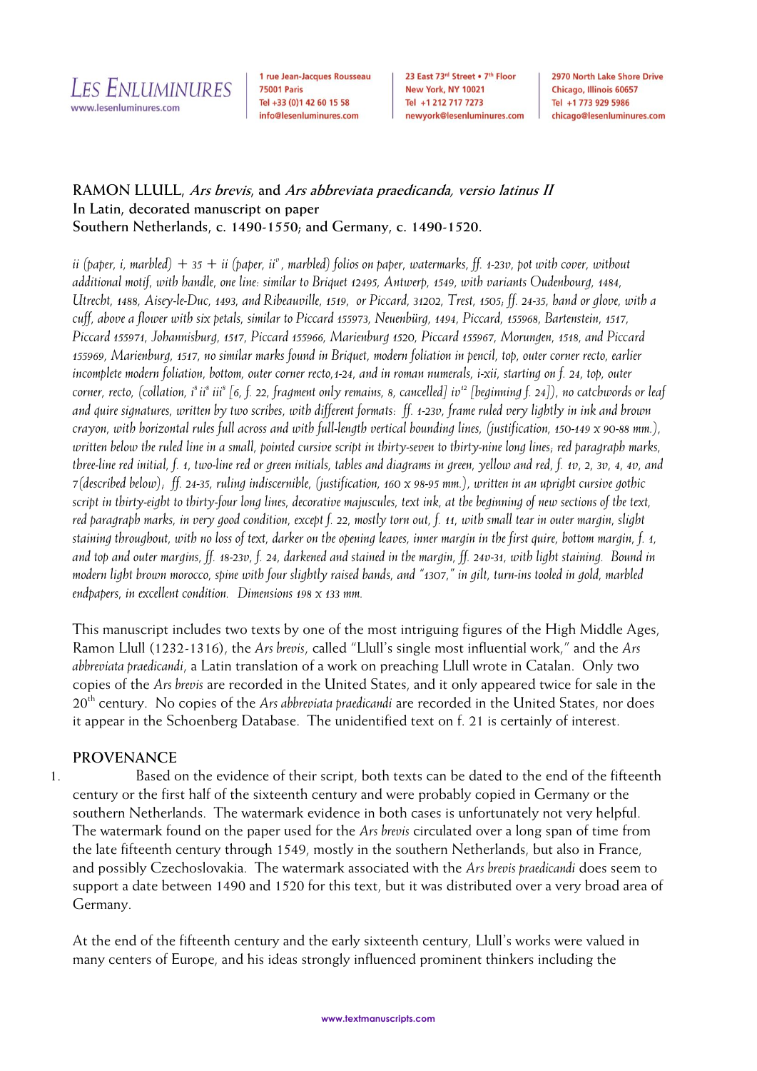**RAMON LLULL, *Ars brevis*, and *Ars abbreviata praedicanda, versio latinus II***
**In Latin, decorated manuscript on paper**
**Southern Netherlands, c. 1490-1550; and Germany, c. 1490-1520.**

*ii (paper, i, marbled) + 35 + ii (paper, ii', marbled) folios on paper, watermarks, ff. 1-23v, pot with cover, without additional motif, with handle, one line: similar to Briquet 12495, Antwerp, 1549, with variants Oudenbourg, 1484, Utrecht, 1488, Aisey-le-Duc, 1493, and Ribeauville, 1519, or Piccard, 31202, Trest, 1505; ff. 24-35, hand or glove, with a cuff, above a flower with six petals, similar to Piccard 155973, Neuenbürg, 1494, Piccard, 155968, Bartenstein, 1517, Piccard 155971, Johannisburg, 1517, Piccard 155966, Marienburg 1520, Piccard 155967, Morungen, 1518, and Piccard 155969, Marienburg, 1517, no similar marks found in Briquet, modern foliation in pencil, top, outer corner recto, earlier incomplete modern foliation, bottom, outer corner recto, 1-24, and in roman numerals, i-xii, starting on f. 24, top, outer corner, recto, (collation, i[8] ii[8] iii[8] [6, f. 22, fragment only remains, 8, cancelled] iv[12] [beginning f. 24]), no catchwords or leaf and quire signatures, written by two scribes, with different formats: ff. 1-23v, frame ruled very lightly in ink and brown crayon, with horizontal rules full across and with full-length vertical bounding lines, (justification, 150-149 x 90-88 mm.), written below the ruled line in a small, pointed cursive script in thirty-seven to thirty-nine long lines; red paragraph marks, three-line red initial, f. 1, two-line red or green initials, tables and diagrams in green, yellow and red, f. 1v, 2, 3v, 4, 4v, and 7(described below); ff. 24-35, ruling indiscernible, (justification, 160 x 98-95 mm.), written in an upright cursive gothic script in thirty-eight to thirty-four long lines, decorative majuscules, text ink, at the beginning of new sections of the text, red paragraph marks, in very good condition, except f. 22, mostly torn out, f. 11, with small tear in outer margin, slight staining throughout, with no loss of text, darker on the opening leaves, inner margin in the first quire, bottom margin, f. 1, and top and outer margins, ff. 18-23v, f. 24, darkened and stained in the margin, ff. 24v-31, with light staining. Bound in modern light brown morocco, spine with four slightly raised bands, and "1307," in gilt, turn-ins tooled in gold, marbled endpapers, in excellent condition. Dimensions 198 x 133 mm.*

This manuscript includes two texts by one of the most intriguing figures of the High Middle Ages, Ramon Llull (1232-1316), the *Ars brevis*, called "Llull's single most influential work," and the *Ars abbreviata praedicandi*, a Latin translation of a work on preaching Llull wrote in Catalan. Only two copies of the *Ars brevis* are recorded in the United States, and it only appeared twice for sale in the 20th century. No copies of the *Ars abbreviata praedicandi* are recorded in the United States, nor does it appear in the Schoenberg Database. The unidentified text on f. 21 is certainly of interest.

## PROVENANCE

1. Based on the evidence of their script, both texts can be dated to the end of the fifteenth century or the first half of the sixteenth century and were probably copied in Germany or the southern Netherlands. The watermark evidence in both cases is unfortunately not very helpful. The watermark found on the paper used for the *Ars brevis* circulated over a long span of time from the late fifteenth century through 1549, mostly in the southern Netherlands, but also in France, and possibly Czechoslovakia. The watermark associated with the *Ars brevis praedicandi* does seem to support a date between 1490 and 1520 for this text, but it was distributed over a very broad area of Germany.

At the end of the fifteenth century and the early sixteenth century, Llull's works were valued in many centers of Europe, and his ideas strongly influenced prominent thinkers including the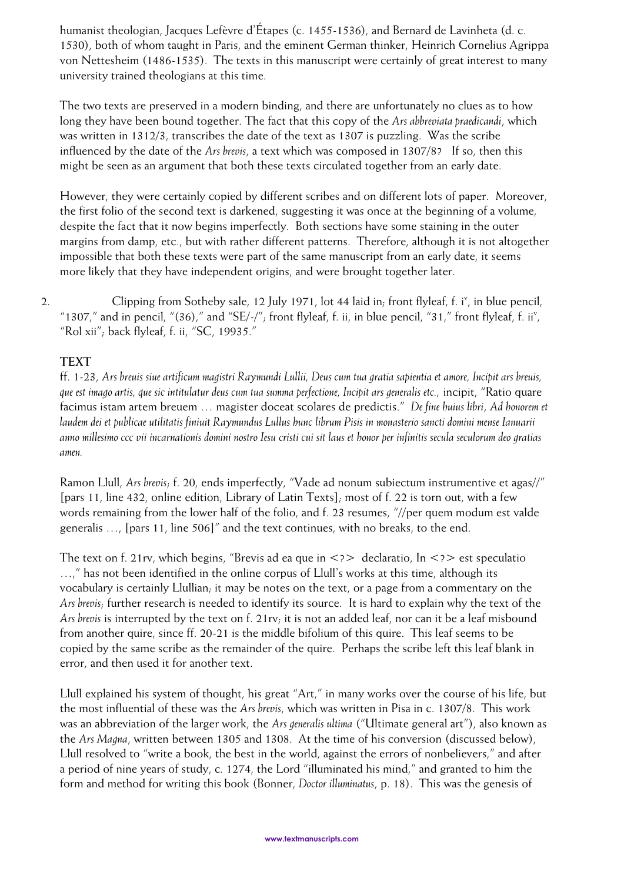humanist theologian, Jacques Lefèvre d'Étapes (c. 1455-1536), and Bernard de Lavinheta (d. c. 1530), both of whom taught in Paris, and the eminent German thinker, Heinrich Cornelius Agrippa von Nettesheim (1486-1535). The texts in this manuscript were certainly of great interest to many university trained theologians at this time.

The two texts are preserved in a modern binding, and there are unfortunately no clues as to how long they have been bound together. The fact that this copy of the *Ars abbreviata praedicandi*, which was written in 1312/3, transcribes the date of the text as 1307 is puzzling. Was the scribe influenced by the date of the *Ars brevis*, a text which was composed in 1307/8? If so, then this might be seen as an argument that both these texts circulated together from an early date.

However, they were certainly copied by different scribes and on different lots of paper. Moreover, the first folio of the second text is darkened, suggesting it was once at the beginning of a volume, despite the fact that it now begins imperfectly. Both sections have some staining in the outer margins from damp, etc., but with rather different patterns. Therefore, although it is not altogether impossible that both these texts were part of the same manuscript from an early date, it seems more likely that they have independent origins, and were brought together later.

2. Clipping from Sotheby sale, 12 July 1971, lot 44 laid in; front flyleaf, f. i^v, in blue pencil, "1307," and in pencil, "(36)," and "SE/-/"; front flyleaf, f. ii, in blue pencil, "31," front flyleaf, f. ii^v, "Rol xii"; back flyleaf, f. ii, "SC, 19935."

## TEXT

ff. 1-23, *Ars breuis siue artificum magistri Raymundi Lullii, Deus cum tua gratia sapientia et amore, Incipit ars breuis, que est imago artis, que sic intitulatur deus cum tua summa perfectione, Incipit ars generalis etc.,* incipit, "Ratio quare facimus istam artem breuem … magister doceat scolares de predictis." *De fine buius libri, Ad honorem et laudem dei et publicae utilitatis finiuit Raymundus Lullus bunc librum Pisis in monasterio sancti domini mense Ianuarii anno millesimo ccc vii incarnationis domini nostro Iesu cristi cui sit laus et honor per infinitis secula seculorum deo gratias amen.*

Ramon Llull, *Ars brevis*; f. 20, ends imperfectly, "Vade ad nonum subiectum instrumentive et agas//" [pars 11, line 432, online edition, Library of Latin Texts]; most of f. 22 is torn out, with a few words remaining from the lower half of the folio, and f. 23 resumes, "//per quem modum est valde generalis …, [pars 11, line 506]" and the text continues, with no breaks, to the end.

The text on f. 21rv, which begins, "Brevis ad ea que in <?> declaratio, In <?> est speculatio …," has not been identified in the online corpus of Llull's works at this time, although its vocabulary is certainly Llullian; it may be notes on the text, or a page from a commentary on the *Ars brevis*; further research is needed to identify its source. It is hard to explain why the text of the *Ars brevis* is interrupted by the text on f. 21rv; it is not an added leaf, nor can it be a leaf misbound from another quire, since ff. 20-21 is the middle bifolium of this quire. This leaf seems to be copied by the same scribe as the remainder of the quire. Perhaps the scribe left this leaf blank in error, and then used it for another text.

Llull explained his system of thought, his great "Art," in many works over the course of his life, but the most influential of these was the *Ars brevis*, which was written in Pisa in c. 1307/8. This work was an abbreviation of the larger work, the *Ars generalis ultima* ("Ultimate general art"), also known as the *Ars Magna*, written between 1305 and 1308. At the time of his conversion (discussed below), Llull resolved to "write a book, the best in the world, against the errors of nonbelievers," and after a period of nine years of study, c. 1274, the Lord "illuminated his mind," and granted to him the form and method for writing this book (Bonner, *Doctor illuminatus*, p. 18). This was the genesis of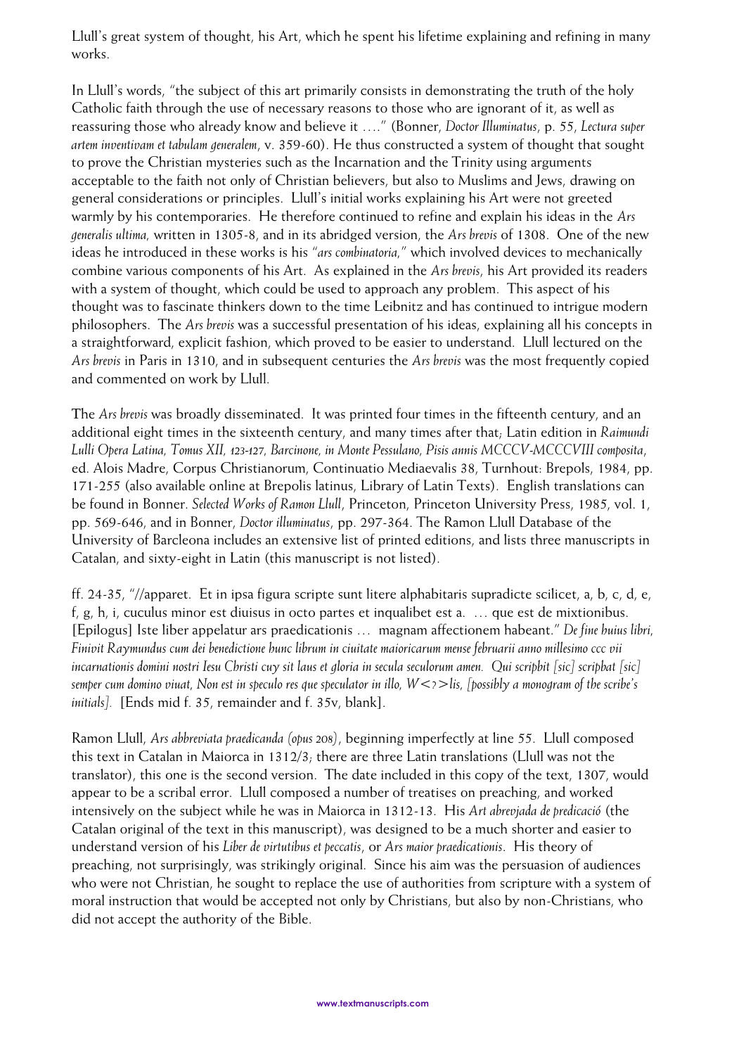Llull's great system of thought, his Art, which he spent his lifetime explaining and refining in many works.

In Llull's words, "the subject of this art primarily consists in demonstrating the truth of the holy Catholic faith through the use of necessary reasons to those who are ignorant of it, as well as reassuring those who already know and believe it …." (Bonner, *Doctor Illuminatus*, p. 55, *Lectura super artem inventivam et tabulam generalem*, v. 359-60). He thus constructed a system of thought that sought to prove the Christian mysteries such as the Incarnation and the Trinity using arguments acceptable to the faith not only of Christian believers, but also to Muslims and Jews, drawing on general considerations or principles. Llull's initial works explaining his Art were not greeted warmly by his contemporaries. He therefore continued to refine and explain his ideas in the *Ars generalis ultima*, written in 1305-8, and in its abridged version, the *Ars brevis* of 1308. One of the new ideas he introduced in these works is his "*ars combinatoria*," which involved devices to mechanically combine various components of his Art. As explained in the *Ars brevis*, his Art provided its readers with a system of thought, which could be used to approach any problem. This aspect of his thought was to fascinate thinkers down to the time Leibnitz and has continued to intrigue modern philosophers. The *Ars brevis* was a successful presentation of his ideas, explaining all his concepts in a straightforward, explicit fashion, which proved to be easier to understand. Llull lectured on the *Ars brevis* in Paris in 1310, and in subsequent centuries the *Ars brevis* was the most frequently copied and commented on work by Llull.

The *Ars brevis* was broadly disseminated. It was printed four times in the fifteenth century, and an additional eight times in the sixteenth century, and many times after that; Latin edition in *Raimundi Lulli Opera Latina, Tomus XII, 123-127, Barcinone, in Monte Pessulano, Pisis annis MCCCV-MCCCVIII composita*, ed. Alois Madre, Corpus Christianorum, Continuatio Mediaevalis 38, Turnhout: Brepols, 1984, pp. 171-255 (also available online at Brepolis latinus, Library of Latin Texts). English translations can be found in Bonner. *Selected Works of Ramon Llull*, Princeton, Princeton University Press, 1985, vol. 1, pp. 569-646, and in Bonner, *Doctor illuminatus*, pp. 297-364. The Ramon Llull Database of the University of Barcleona includes an extensive list of printed editions, and lists three manuscripts in Catalan, and sixty-eight in Latin (this manuscript is not listed).

ff. 24-35, "//apparet. Et in ipsa figura scripte sunt litere alphabitaris supradicte scilicet, a, b, c, d, e, f, g, h, i, cuculus minor est diuisus in octo partes et inqualibet est a. … que est de mixtionibus. [Epilogus] Iste liber appelatur ars praedicationis … magnam affectionem habeant." *De fine huius libri, Finivit Raymundus cum dei benedictione hunc librum in ciuitate maioricarum mense februarii anno millesimo ccc vii incarnationis domini nostri Iesu Christi cuy sit laus et gloria in secula seculorum amen. Qui scripbit [sic] scripbat [sic] semper cum domino viuat, Non est in speculo res que speculator in illo, W<?>lis, [possibly a monogram of the scribe's initials].* [Ends mid f. 35, remainder and f. 35v, blank].

Ramon Llull, *Ars abbreviata praedicanda (opus 208)*, beginning imperfectly at line 55. Llull composed this text in Catalan in Maiorca in 1312/3; there are three Latin translations (Llull was not the translator), this one is the second version. The date included in this copy of the text, 1307, would appear to be a scribal error. Llull composed a number of treatises on preaching, and worked intensively on the subject while he was in Maiorca in 1312-13. His *Art abrevjada de predicació* (the Catalan original of the text in this manuscript), was designed to be a much shorter and easier to understand version of his *Liber de virtutibus et peccatis*, or *Ars maior praedicationis*. His theory of preaching, not surprisingly, was strikingly original. Since his aim was the persuasion of audiences who were not Christian, he sought to replace the use of authorities from scripture with a system of moral instruction that would be accepted not only by Christians, but also by non-Christians, who did not accept the authority of the Bible.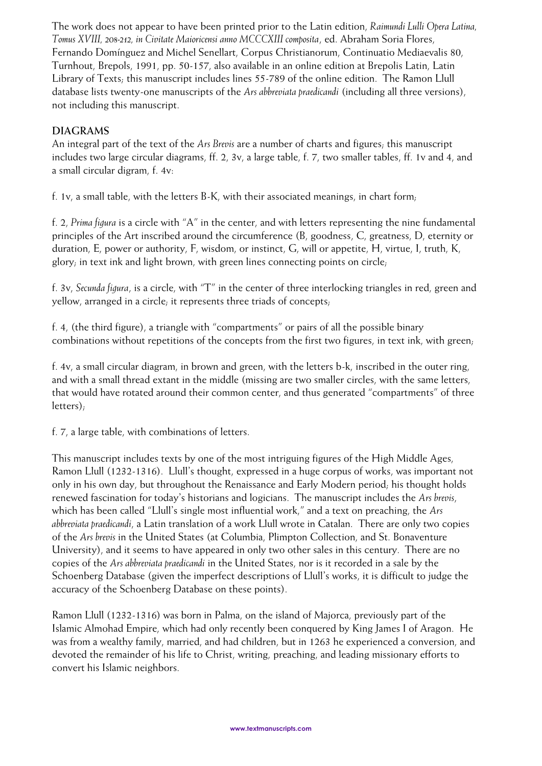The work does not appear to have been printed prior to the Latin edition, *Raimundi Lulli Opera Latina, Tomus XVIII, 208-212, in Civitate Maioricensi anno MCCCXIII composita*, ed. Abraham Soria Flores, Fernando Domínguez and Michel Senellart, Corpus Christianorum, Continuatio Mediaevalis 80, Turnhout, Brepols, 1991, pp. 50-157, also available in an online edition at Brepolis Latin, Latin Library of Texts; this manuscript includes lines 55-789 of the online edition. The Ramon Llull database lists twenty-one manuscripts of the *Ars abbreviata praedicandi* (including all three versions), not including this manuscript.

## DIAGRAMS

An integral part of the text of the *Ars Brevis* are a number of charts and figures; this manuscript includes two large circular diagrams, ff. 2, 3v, a large table, f. 7, two smaller tables, ff. 1v and 4, and a small circular digram, f. 4v:

f. 1v, a small table, with the letters B-K, with their associated meanings, in chart form;

f. 2, *Prima figura* is a circle with "A" in the center, and with letters representing the nine fundamental principles of the Art inscribed around the circumference (B, goodness, C, greatness, D, eternity or duration, E, power or authority, F, wisdom, or instinct, G, will or appetite, H, virtue, I, truth, K, glory; in text ink and light brown, with green lines connecting points on circle;

f. 3v, *Secunda figura*, is a circle, with "T" in the center of three interlocking triangles in red, green and yellow, arranged in a circle; it represents three triads of concepts;

f. 4, (the third figure), a triangle with "compartments" or pairs of all the possible binary combinations without repetitions of the concepts from the first two figures, in text ink, with green;

f. 4v, a small circular diagram, in brown and green, with the letters b-k, inscribed in the outer ring, and with a small thread extant in the middle (missing are two smaller circles, with the same letters, that would have rotated around their common center, and thus generated "compartments" of three letters);

f. 7, a large table, with combinations of letters.

This manuscript includes texts by one of the most intriguing figures of the High Middle Ages, Ramon Llull (1232-1316). Llull's thought, expressed in a huge corpus of works, was important not only in his own day, but throughout the Renaissance and Early Modern period; his thought holds renewed fascination for today's historians and logicians. The manuscript includes the *Ars brevis*, which has been called "Llull's single most influential work," and a text on preaching, the *Ars abbreviata praedicandi*, a Latin translation of a work Llull wrote in Catalan. There are only two copies of the *Ars brevis* in the United States (at Columbia, Plimpton Collection, and St. Bonaventure University), and it seems to have appeared in only two other sales in this century. There are no copies of the *Ars abbreviata praedicandi* in the United States, nor is it recorded in a sale by the Schoenberg Database (given the imperfect descriptions of Llull's works, it is difficult to judge the accuracy of the Schoenberg Database on these points).

Ramon Llull (1232-1316) was born in Palma, on the island of Majorca, previously part of the Islamic Almohad Empire, which had only recently been conquered by King James I of Aragon. He was from a wealthy family, married, and had children, but in 1263 he experienced a conversion, and devoted the remainder of his life to Christ, writing, preaching, and leading missionary efforts to convert his Islamic neighbors.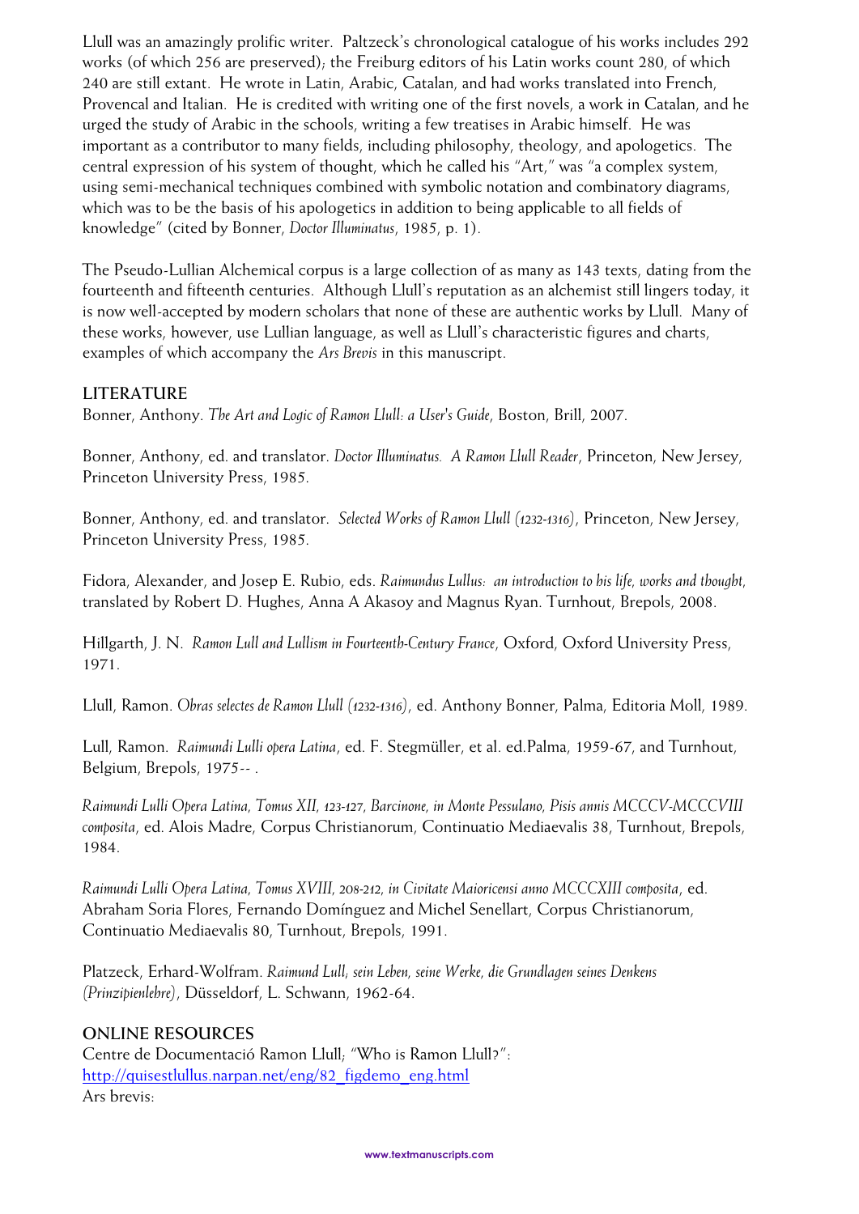Llull was an amazingly prolific writer. Paltzeck's chronological catalogue of his works includes 292 works (of which 256 are preserved); the Freiburg editors of his Latin works count 280, of which 240 are still extant. He wrote in Latin, Arabic, Catalan, and had works translated into French, Provencal and Italian. He is credited with writing one of the first novels, a work in Catalan, and he urged the study of Arabic in the schools, writing a few treatises in Arabic himself. He was important as a contributor to many fields, including philosophy, theology, and apologetics. The central expression of his system of thought, which he called his "Art," was "a complex system, using semi-mechanical techniques combined with symbolic notation and combinatory diagrams, which was to be the basis of his apologetics in addition to being applicable to all fields of knowledge" (cited by Bonner, *Doctor Illuminatus*, 1985, p. 1).

The Pseudo-Lullian Alchemical corpus is a large collection of as many as 143 texts, dating from the fourteenth and fifteenth centuries. Although Llull's reputation as an alchemist still lingers today, it is now well-accepted by modern scholars that none of these are authentic works by Llull. Many of these works, however, use Lullian language, as well as Llull's characteristic figures and charts, examples of which accompany the *Ars Brevis* in this manuscript.

## LITERATURE

Bonner, Anthony. *The Art and Logic of Ramon Llull: a User's Guide*, Boston, Brill, 2007.

Bonner, Anthony, ed. and translator. *Doctor Illuminatus. A Ramon Llull Reader*, Princeton, New Jersey, Princeton University Press, 1985.

Bonner, Anthony, ed. and translator. *Selected Works of Ramon Llull (1232-1316)*, Princeton, New Jersey, Princeton University Press, 1985.

Fidora, Alexander, and Josep E. Rubio, eds. *Raimundus Lullus: an introduction to his life, works and thought*, translated by Robert D. Hughes, Anna A Akasoy and Magnus Ryan. Turnhout, Brepols, 2008.

Hillgarth, J. N. *Ramon Lull and Lullism in Fourteenth-Century France*, Oxford, Oxford University Press, 1971.

Llull, Ramon. *Obras selectes de Ramon Llull (1232-1316)*, ed. Anthony Bonner, Palma, Editoria Moll, 1989.

Lull, Ramon. *Raimundi Lulli opera Latina*, ed. F. Stegmüller, et al. ed.Palma, 1959-67, and Turnhout, Belgium, Brepols, 1975-- .

*Raimundi Lulli Opera Latina, Tomus XII, 123-127, Barcinone, in Monte Pessulano, Pisis annis MCCCV-MCCCVIII composita*, ed. Alois Madre, Corpus Christianorum, Continuatio Mediaevalis 38, Turnhout, Brepols, 1984.

*Raimundi Lulli Opera Latina, Tomus XVIII, 208-212, in Civitate Maioricensi anno MCCCXIII composita*, ed. Abraham Soria Flores, Fernando Domínguez and Michel Senellart, Corpus Christianorum, Continuatio Mediaevalis 80, Turnhout, Brepols, 1991.

Platzeck, Erhard-Wolfram. *Raimund Lull, sein Leben, seine Werke, die Grundlagen seines Denkens (Prinzipienlehre)*, Düsseldorf, L. Schwann, 1962-64.

## ONLINE RESOURCES

Centre de Documentació Ramon Llull; "Who is Ramon Llull?": [http://quisestlullus.narpan.net/eng/82_figdemo_eng.html](http://quisestlullus.narpan.net/eng/82_figdemo_eng.html)
Ars brevis: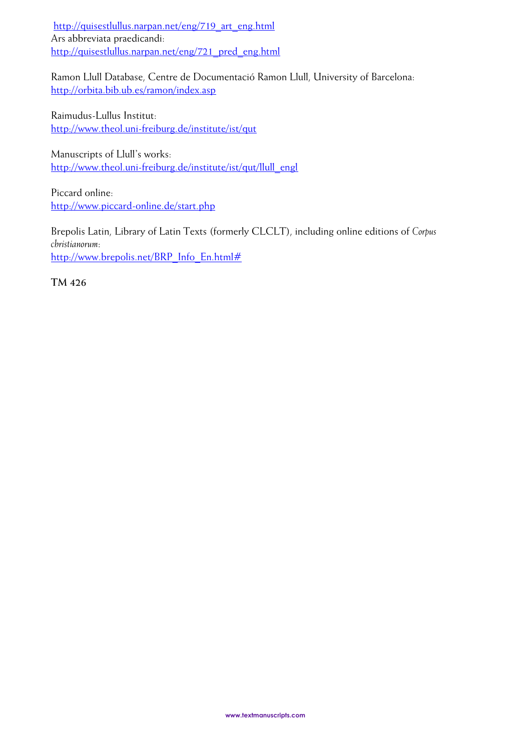http://quisestlullus.narpan.net/eng/719_art_eng.html
Ars abbreviata praedicandi:
http://quisestlullus.narpan.net/eng/721_pred_eng.html

Ramon Llull Database, Centre de Documentació Ramon Llull, University of Barcelona:
http://orbita.bib.ub.es/ramon/index.asp

Raimudus-Lullus Institut:
http://www.theol.uni-freiburg.de/institute/ist/qut

Manuscripts of Llull's works:
http://www.theol.uni-freiburg.de/institute/ist/qut/llull_engl

Piccard online:
http://www.piccard-online.de/start.php

Brepolis Latin, Library of Latin Texts (formerly CLCLT), including online editions of *Corpus christianorum*:
http://www.brepolis.net/BRP_Info_En.html#

**TM 426**